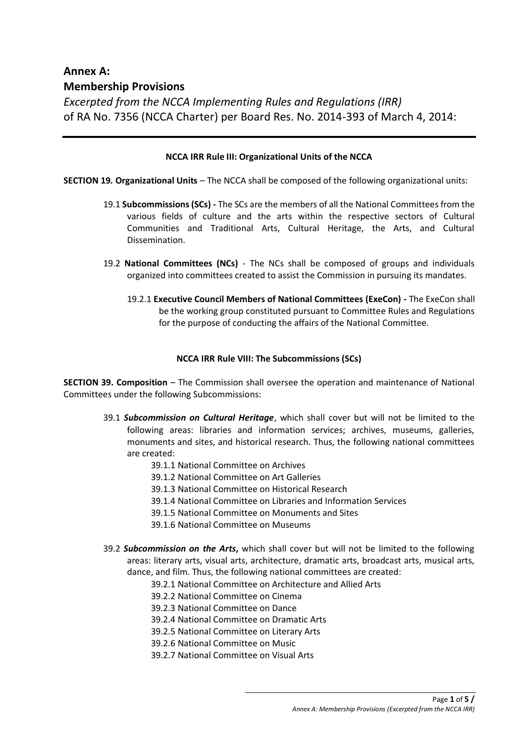# Annex A:
# Membership Provisions

*Excerpted from the NCCA Implementing Rules and Regulations (IRR)*
of RA No. 7356 (NCCA Charter) per Board Res. No. 2014-393 of March 4, 2014:

---

**NCCA IRR Rule III: Organizational Units of the NCCA**

**SECTION 19. Organizational Units** – The NCCA shall be composed of the following organizational units:

19.1 **Subcommissions (SCs) -** The SCs are the members of all the National Committees from the various fields of culture and the arts within the respective sectors of Cultural Communities and Traditional Arts, Cultural Heritage, the Arts, and Cultural Dissemination.

19.2 **National Committees (NCs)** - The NCs shall be composed of groups and individuals organized into committees created to assist the Commission in pursuing its mandates.

19.2.1 **Executive Council Members of National Committees (ExeCon) -** The ExeCon shall be the working group constituted pursuant to Committee Rules and Regulations for the purpose of conducting the affairs of the National Committee.

**NCCA IRR Rule VIII: The Subcommissions (SCs)**

**SECTION 39. Composition** – The Commission shall oversee the operation and maintenance of National Committees under the following Subcommissions:

39.1 ***Subcommission on Cultural Heritage***, which shall cover but will not be limited to the following areas: libraries and information services; archives, museums, galleries, monuments and sites, and historical research. Thus, the following national committees are created:

- 39.1.1 National Committee on Archives
- 39.1.2 National Committee on Art Galleries
- 39.1.3 National Committee on Historical Research
- 39.1.4 National Committee on Libraries and Information Services
- 39.1.5 National Committee on Monuments and Sites
- 39.1.6 National Committee on Museums

39.2 ***Subcommission on the Arts*****,** which shall cover but will not be limited to the following areas: literary arts, visual arts, architecture, dramatic arts, broadcast arts, musical arts, dance, and film. Thus, the following national committees are created:

- 39.2.1 National Committee on Architecture and Allied Arts
- 39.2.2 National Committee on Cinema
- 39.2.3 National Committee on Dance
- 39.2.4 National Committee on Dramatic Arts
- 39.2.5 National Committee on Literary Arts
- 39.2.6 National Committee on Music
- 39.2.7 National Committee on Visual Arts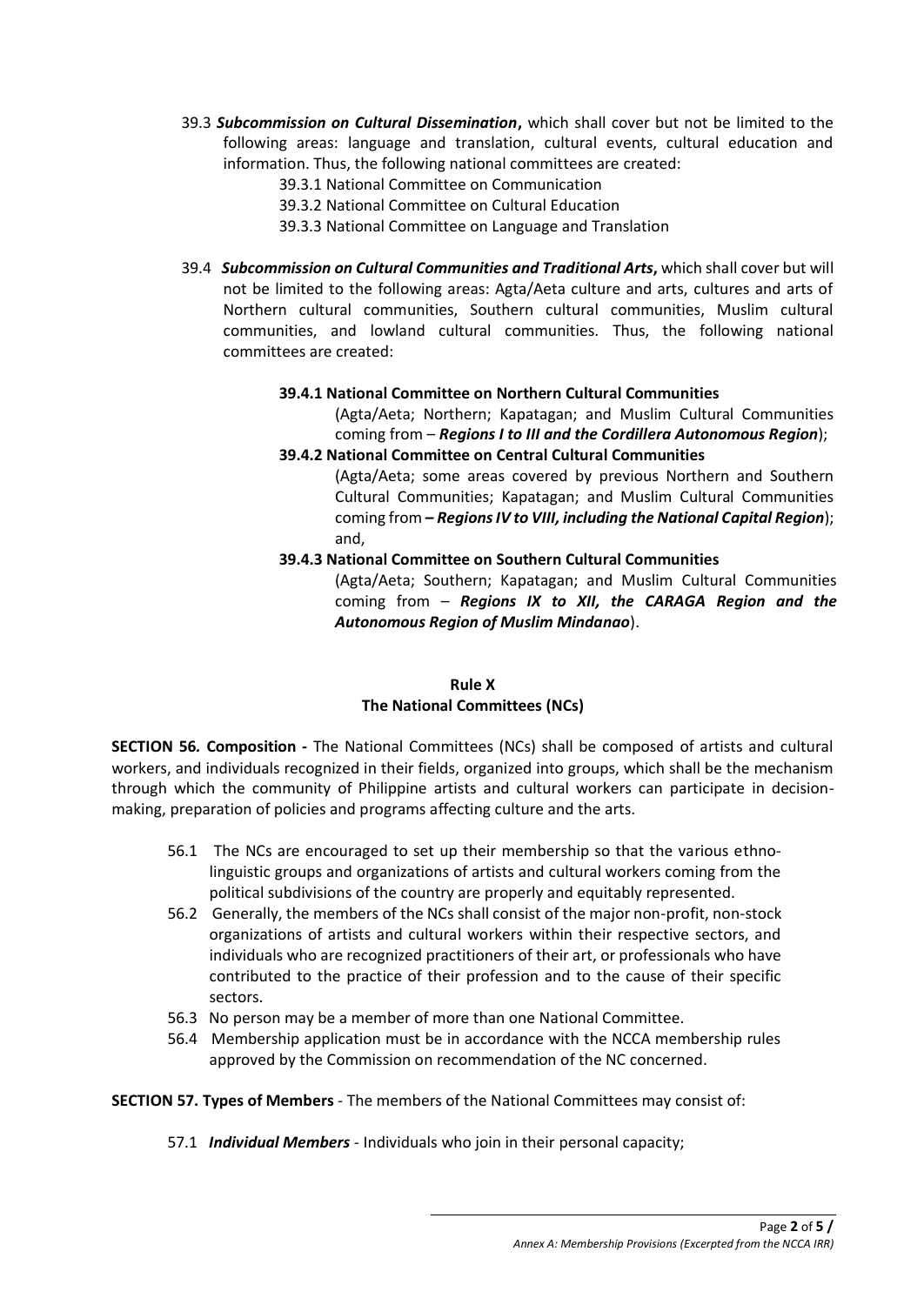39.3 ***Subcommission on Cultural Dissemination*****,** which shall cover but not be limited to the following areas: language and translation, cultural events, cultural education and information. Thus, the following national committees are created:

- 39.3.1 National Committee on Communication
- 39.3.2 National Committee on Cultural Education
- 39.3.3 National Committee on Language and Translation

39.4 ***Subcommission on Cultural Communities and Traditional Arts*****,** which shall cover but will not be limited to the following areas: Agta/Aeta culture and arts, cultures and arts of Northern cultural communities, Southern cultural communities, Muslim cultural communities, and lowland cultural communities. Thus, the following national committees are created:

**39.4.1 National Committee on Northern Cultural Communities**
(Agta/Aeta; Northern; Kapatagan; and Muslim Cultural Communities coming from – ***Regions I to III and the Cordillera Autonomous Region***);

**39.4.2 National Committee on Central Cultural Communities**
(Agta/Aeta; some areas covered by previous Northern and Southern Cultural Communities; Kapatagan; and Muslim Cultural Communities coming from ***– Regions IV to VIII, including the National Capital Region***); and,

**39.4.3 National Committee on Southern Cultural Communities**
(Agta/Aeta; Southern; Kapatagan; and Muslim Cultural Communities coming from – ***Regions IX to XII, the CARAGA Region and the Autonomous Region of Muslim Mindanao***).

## Rule X
## The National Committees (NCs)

**SECTION 56. Composition -** The National Committees (NCs) shall be composed of artists and cultural workers, and individuals recognized in their fields, organized into groups, which shall be the mechanism through which the community of Philippine artists and cultural workers can participate in decision-making, preparation of policies and programs affecting culture and the arts.

56.1 The NCs are encouraged to set up their membership so that the various ethno-linguistic groups and organizations of artists and cultural workers coming from the political subdivisions of the country are properly and equitably represented.

56.2 Generally, the members of the NCs shall consist of the major non-profit, non-stock organizations of artists and cultural workers within their respective sectors, and individuals who are recognized practitioners of their art, or professionals who have contributed to the practice of their profession and to the cause of their specific sectors.

56.3 No person may be a member of more than one National Committee.

56.4 Membership application must be in accordance with the NCCA membership rules approved by the Commission on recommendation of the NC concerned.

**SECTION 57. Types of Members** - The members of the National Committees may consist of:

57.1 ***Individual Members*** - Individuals who join in their personal capacity;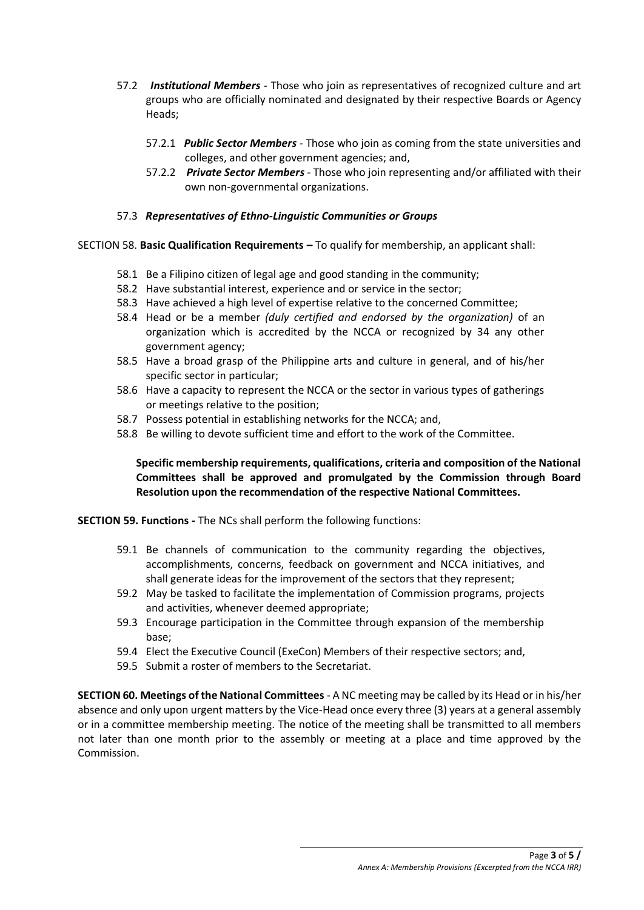- 57.2 ***Institutional Members*** - Those who join as representatives of recognized culture and art groups who are officially nominated and designated by their respective Boards or Agency Heads;
  - 57.2.1 ***Public Sector Members*** - Those who join as coming from the state universities and colleges, and other government agencies; and,
  - 57.2.2 ***Private Sector Members*** - Those who join representing and/or affiliated with their own non-governmental organizations.
- 57.3 ***Representatives of Ethno-Linguistic Communities or Groups***

SECTION 58. **Basic Qualification Requirements –** To qualify for membership, an applicant shall:

- 58.1 Be a Filipino citizen of legal age and good standing in the community;
- 58.2 Have substantial interest, experience and or service in the sector;
- 58.3 Have achieved a high level of expertise relative to the concerned Committee;
- 58.4 Head or be a member *(duly certified and endorsed by the organization)* of an organization which is accredited by the NCCA or recognized by 34 any other government agency;
- 58.5 Have a broad grasp of the Philippine arts and culture in general, and of his/her specific sector in particular;
- 58.6 Have a capacity to represent the NCCA or the sector in various types of gatherings or meetings relative to the position;
- 58.7 Possess potential in establishing networks for the NCCA; and,
- 58.8 Be willing to devote sufficient time and effort to the work of the Committee.

**Specific membership requirements, qualifications, criteria and composition of the National Committees shall be approved and promulgated by the Commission through Board Resolution upon the recommendation of the respective National Committees.**

**SECTION 59. Functions -** The NCs shall perform the following functions:

- 59.1 Be channels of communication to the community regarding the objectives, accomplishments, concerns, feedback on government and NCCA initiatives, and shall generate ideas for the improvement of the sectors that they represent;
- 59.2 May be tasked to facilitate the implementation of Commission programs, projects and activities, whenever deemed appropriate;
- 59.3 Encourage participation in the Committee through expansion of the membership base;
- 59.4 Elect the Executive Council (ExeCon) Members of their respective sectors; and,
- 59.5 Submit a roster of members to the Secretariat.

**SECTION 60. Meetings of the National Committees** - A NC meeting may be called by its Head or in his/her absence and only upon urgent matters by the Vice-Head once every three (3) years at a general assembly or in a committee membership meeting. The notice of the meeting shall be transmitted to all members not later than one month prior to the assembly or meeting at a place and time approved by the Commission.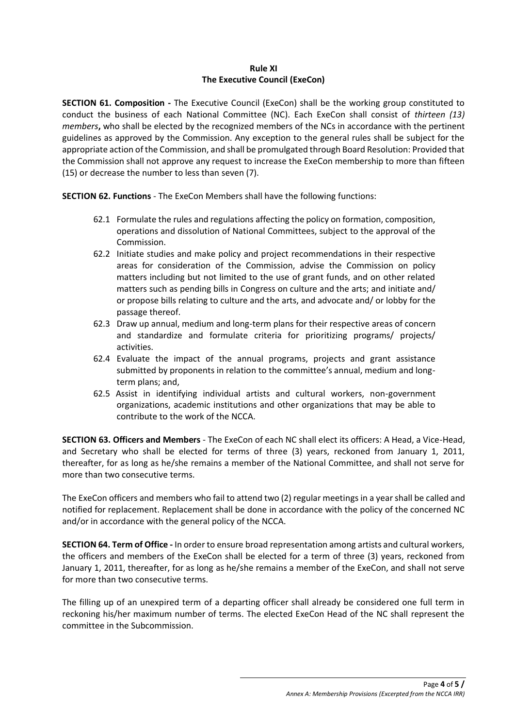## Rule XI
## The Executive Council (ExeCon)

**SECTION 61. Composition -** The Executive Council (ExeCon) shall be the working group constituted to conduct the business of each National Committee (NC). Each ExeCon shall consist of *thirteen (13) members***,** who shall be elected by the recognized members of the NCs in accordance with the pertinent guidelines as approved by the Commission. Any exception to the general rules shall be subject for the appropriate action of the Commission, and shall be promulgated through Board Resolution: Provided that the Commission shall not approve any request to increase the ExeCon membership to more than fifteen (15) or decrease the number to less than seven (7).

**SECTION 62. Functions** - The ExeCon Members shall have the following functions:

62.1 Formulate the rules and regulations affecting the policy on formation, composition, operations and dissolution of National Committees, subject to the approval of the Commission.

62.2 Initiate studies and make policy and project recommendations in their respective areas for consideration of the Commission, advise the Commission on policy matters including but not limited to the use of grant funds, and on other related matters such as pending bills in Congress on culture and the arts; and initiate and/ or propose bills relating to culture and the arts, and advocate and/ or lobby for the passage thereof.

62.3 Draw up annual, medium and long-term plans for their respective areas of concern and standardize and formulate criteria for prioritizing programs/ projects/ activities.

62.4 Evaluate the impact of the annual programs, projects and grant assistance submitted by proponents in relation to the committee's annual, medium and long-term plans; and,

62.5 Assist in identifying individual artists and cultural workers, non-government organizations, academic institutions and other organizations that may be able to contribute to the work of the NCCA.

**SECTION 63. Officers and Members** - The ExeCon of each NC shall elect its officers: A Head, a Vice-Head, and Secretary who shall be elected for terms of three (3) years, reckoned from January 1, 2011, thereafter, for as long as he/she remains a member of the National Committee, and shall not serve for more than two consecutive terms.

The ExeCon officers and members who fail to attend two (2) regular meetings in a year shall be called and notified for replacement. Replacement shall be done in accordance with the policy of the concerned NC and/or in accordance with the general policy of the NCCA.

**SECTION 64. Term of Office -** In order to ensure broad representation among artists and cultural workers, the officers and members of the ExeCon shall be elected for a term of three (3) years, reckoned from January 1, 2011, thereafter, for as long as he/she remains a member of the ExeCon, and shall not serve for more than two consecutive terms.

The filling up of an unexpired term of a departing officer shall already be considered one full term in reckoning his/her maximum number of terms. The elected ExeCon Head of the NC shall represent the committee in the Subcommission.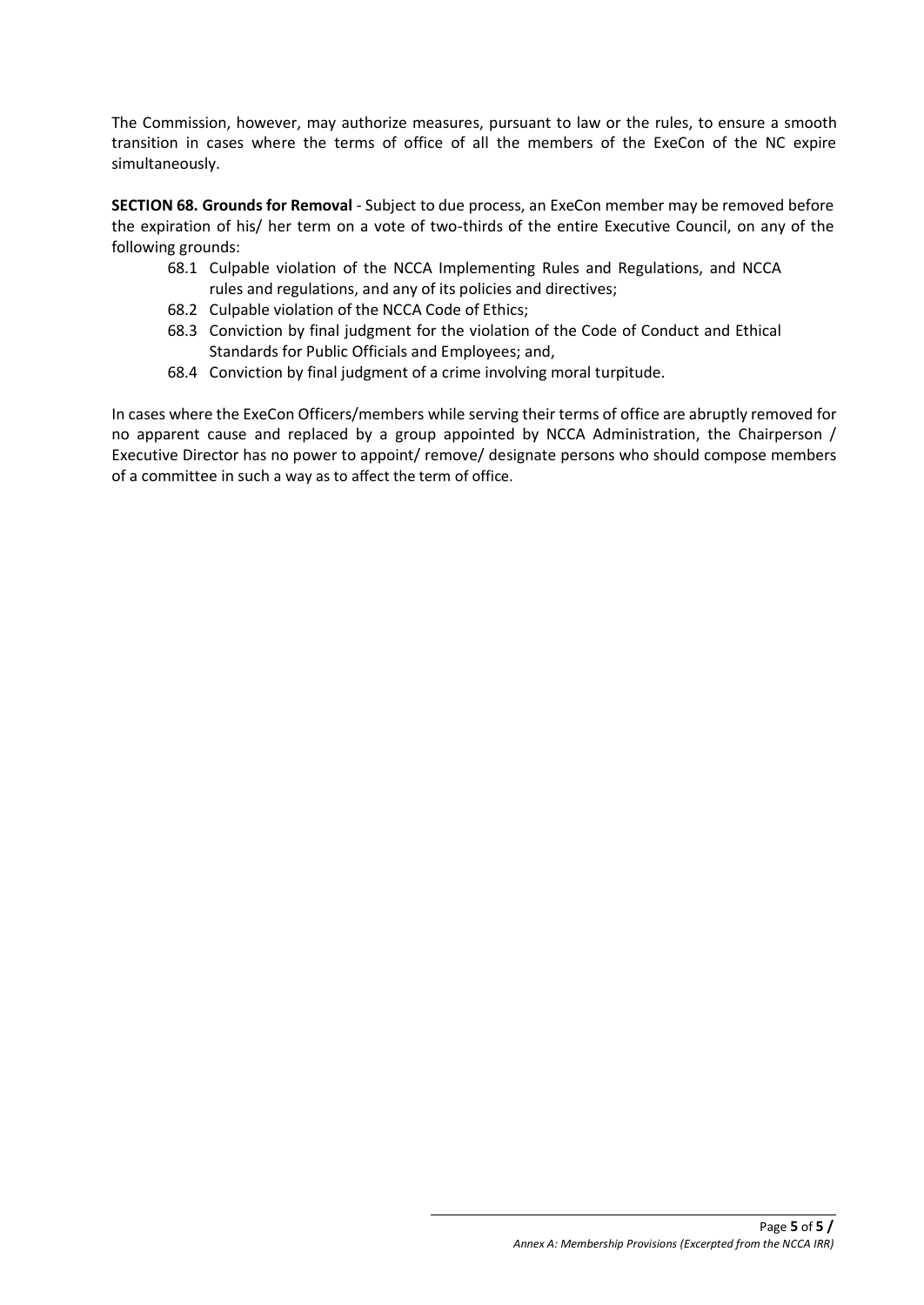The Commission, however, may authorize measures, pursuant to law or the rules, to ensure a smooth transition in cases where the terms of office of all the members of the ExeCon of the NC expire simultaneously.

**SECTION 68. Grounds for Removal** - Subject to due process, an ExeCon member may be removed before the expiration of his/ her term on a vote of two-thirds of the entire Executive Council, on any of the following grounds:

68.1 Culpable violation of the NCCA Implementing Rules and Regulations, and NCCA rules and regulations, and any of its policies and directives;

68.2 Culpable violation of the NCCA Code of Ethics;

68.3 Conviction by final judgment for the violation of the Code of Conduct and Ethical Standards for Public Officials and Employees; and,

68.4 Conviction by final judgment of a crime involving moral turpitude.

In cases where the ExeCon Officers/members while serving their terms of office are abruptly removed for no apparent cause and replaced by a group appointed by NCCA Administration, the Chairperson / Executive Director has no power to appoint/ remove/ designate persons who should compose members of a committee in such a way as to affect the term of office.